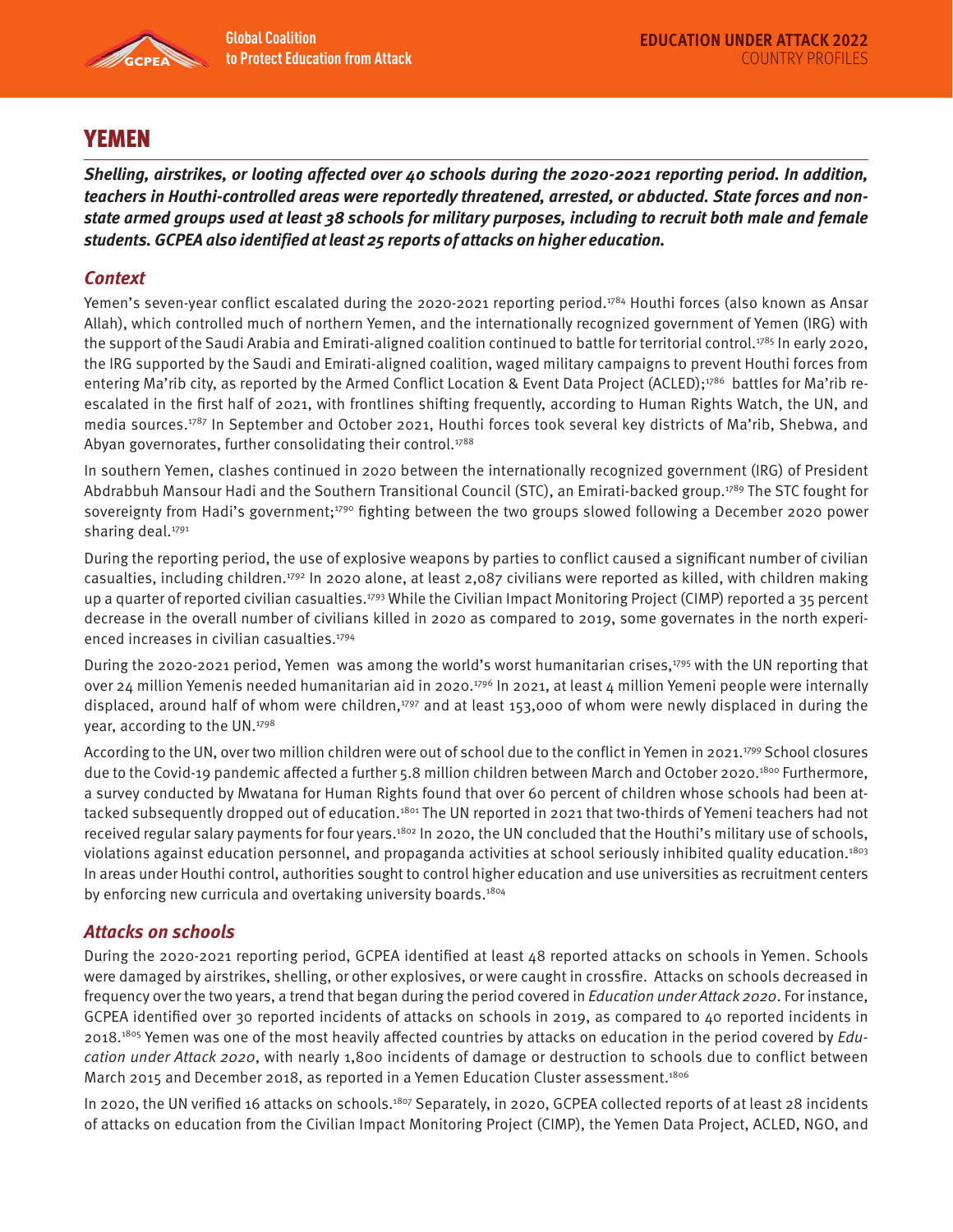# YEMEN

***Shelling, airstrikes, or looting affected over 40 schools during the 2020-2021 reporting period. In addition, teachers in Houthi-controlled areas were reportedly threatened, arrested, or abducted. State forces and non-state armed groups used at least 38 schools for military purposes, including to recruit both male and female students. GCPEA also identified at least 25 reports of attacks on higher education.***

## *Context*

Yemen's seven-year conflict escalated during the 2020-2021 reporting period.[1784] Houthi forces (also known as Ansar Allah), which controlled much of northern Yemen, and the internationally recognized government of Yemen (IRG) with the support of the Saudi Arabia and Emirati-aligned coalition continued to battle for territorial control.[1785] In early 2020, the IRG supported by the Saudi and Emirati-aligned coalition, waged military campaigns to prevent Houthi forces from entering Ma'rib city, as reported by the Armed Conflict Location & Event Data Project (ACLED);[1786] battles for Ma'rib re-escalated in the first half of 2021, with frontlines shifting frequently, according to Human Rights Watch, the UN, and media sources.[1787] In September and October 2021, Houthi forces took several key districts of Ma'rib, Shebwa, and Abyan governorates, further consolidating their control.[1788]

In southern Yemen, clashes continued in 2020 between the internationally recognized government (IRG) of President Abdrabbuh Mansour Hadi and the Southern Transitional Council (STC), an Emirati-backed group.[1789] The STC fought for sovereignty from Hadi's government;[1790] fighting between the two groups slowed following a December 2020 power sharing deal.[1791]

During the reporting period, the use of explosive weapons by parties to conflict caused a significant number of civilian casualties, including children.[1792] In 2020 alone, at least 2,087 civilians were reported as killed, with children making up a quarter of reported civilian casualties.[1793] While the Civilian Impact Monitoring Project (CIMP) reported a 35 percent decrease in the overall number of civilians killed in 2020 as compared to 2019, some governates in the north experienced increases in civilian casualties.[1794]

During the 2020-2021 period, Yemen was among the world's worst humanitarian crises,[1795] with the UN reporting that over 24 million Yemenis needed humanitarian aid in 2020.[1796] In 2021, at least 4 million Yemeni people were internally displaced, around half of whom were children,[1797] and at least 153,000 of whom were newly displaced in during the year, according to the UN.[1798]

According to the UN, over two million children were out of school due to the conflict in Yemen in 2021.[1799] School closures due to the Covid-19 pandemic affected a further 5.8 million children between March and October 2020.[1800] Furthermore, a survey conducted by Mwatana for Human Rights found that over 60 percent of children whose schools had been attacked subsequently dropped out of education.[1801] The UN reported in 2021 that two-thirds of Yemeni teachers had not received regular salary payments for four years.[1802] In 2020, the UN concluded that the Houthi's military use of schools, violations against education personnel, and propaganda activities at school seriously inhibited quality education.[1803] In areas under Houthi control, authorities sought to control higher education and use universities as recruitment centers by enforcing new curricula and overtaking university boards.[1804]

## *Attacks on schools*

During the 2020-2021 reporting period, GCPEA identified at least 48 reported attacks on schools in Yemen. Schools were damaged by airstrikes, shelling, or other explosives, or were caught in crossfire. Attacks on schools decreased in frequency over the two years, a trend that began during the period covered in *Education under Attack 2020*. For instance, GCPEA identified over 30 reported incidents of attacks on schools in 2019, as compared to 40 reported incidents in 2018.[1805] Yemen was one of the most heavily affected countries by attacks on education in the period covered by *Education under Attack 2020*, with nearly 1,800 incidents of damage or destruction to schools due to conflict between March 2015 and December 2018, as reported in a Yemen Education Cluster assessment.[1806]

In 2020, the UN verified 16 attacks on schools.[1807] Separately, in 2020, GCPEA collected reports of at least 28 incidents of attacks on education from the Civilian Impact Monitoring Project (CIMP), the Yemen Data Project, ACLED, NGO, and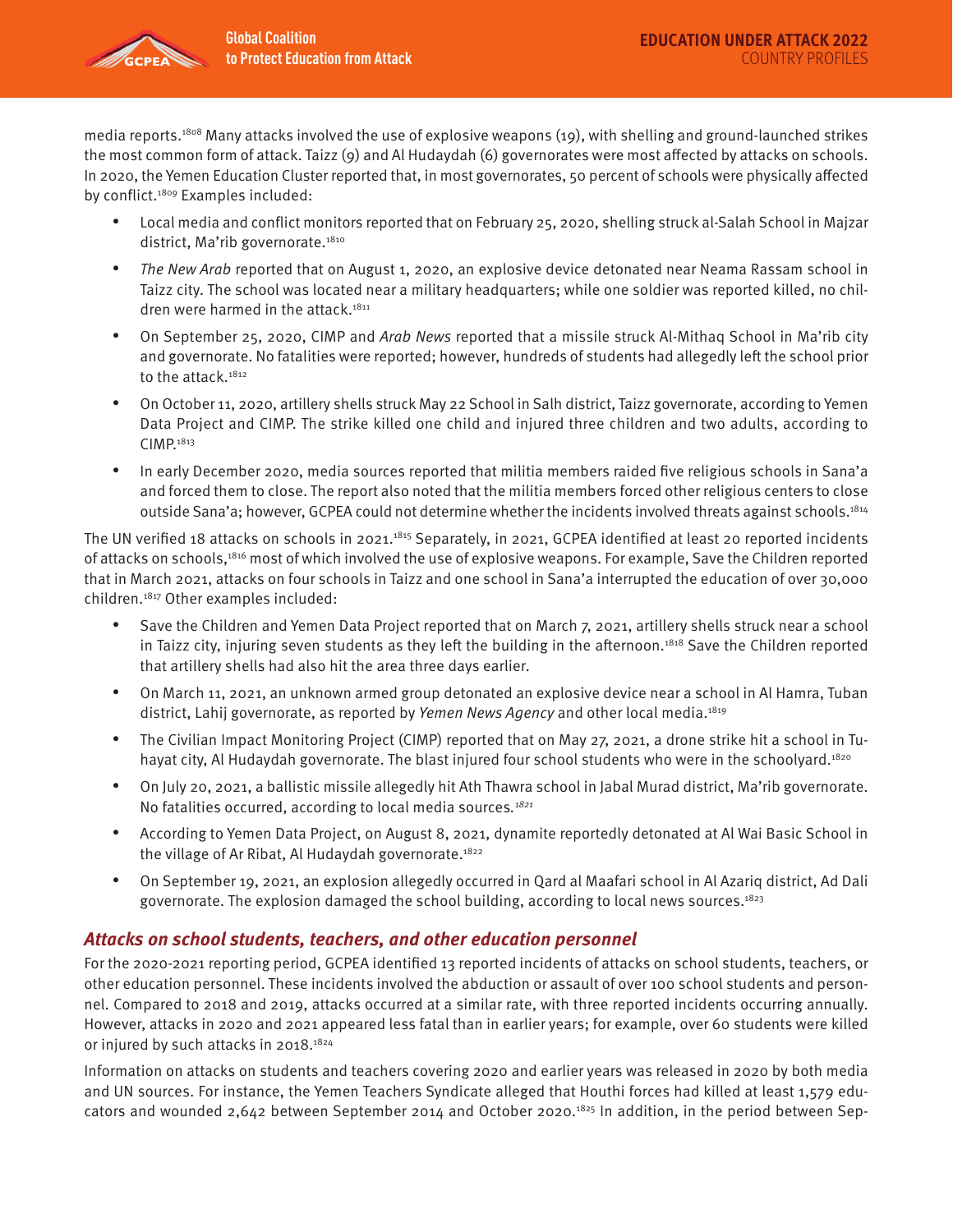media reports.[1808] Many attacks involved the use of explosive weapons (19), with shelling and ground-launched strikes the most common form of attack. Taizz (9) and Al Hudaydah (6) governorates were most affected by attacks on schools. In 2020, the Yemen Education Cluster reported that, in most governorates, 50 percent of schools were physically affected by conflict.[1809] Examples included:

- Local media and conflict monitors reported that on February 25, 2020, shelling struck al-Salah School in Majzar district, Ma'rib governorate.[1810]
- *The New Arab* reported that on August 1, 2020, an explosive device detonated near Neama Rassam school in Taizz city. The school was located near a military headquarters; while one soldier was reported killed, no children were harmed in the attack.[1811]
- On September 25, 2020, CIMP and *Arab News* reported that a missile struck Al-Mithaq School in Ma'rib city and governorate. No fatalities were reported; however, hundreds of students had allegedly left the school prior to the attack.[1812]
- On October 11, 2020, artillery shells struck May 22 School in Salh district, Taizz governorate, according to Yemen Data Project and CIMP. The strike killed one child and injured three children and two adults, according to CIMP.[1813]
- In early December 2020, media sources reported that militia members raided five religious schools in Sana'a and forced them to close. The report also noted that the militia members forced other religious centers to close outside Sana'a; however, GCPEA could not determine whether the incidents involved threats against schools.[1814]

The UN verified 18 attacks on schools in 2021.[1815] Separately, in 2021, GCPEA identified at least 20 reported incidents of attacks on schools,[1816] most of which involved the use of explosive weapons. For example, Save the Children reported that in March 2021, attacks on four schools in Taizz and one school in Sana'a interrupted the education of over 30,000 children.[1817] Other examples included:

- Save the Children and Yemen Data Project reported that on March 7, 2021, artillery shells struck near a school in Taizz city, injuring seven students as they left the building in the afternoon.[1818] Save the Children reported that artillery shells had also hit the area three days earlier.
- On March 11, 2021, an unknown armed group detonated an explosive device near a school in Al Hamra, Tuban district, Lahij governorate, as reported by *Yemen News Agency* and other local media.[1819]
- The Civilian Impact Monitoring Project (CIMP) reported that on May 27, 2021, a drone strike hit a school in Tuhayat city, Al Hudaydah governorate. The blast injured four school students who were in the schoolyard.[1820]
- On July 20, 2021, a ballistic missile allegedly hit Ath Thawra school in Jabal Murad district, Ma'rib governorate. No fatalities occurred, according to local media sources.[1821]
- According to Yemen Data Project, on August 8, 2021, dynamite reportedly detonated at Al Wai Basic School in the village of Ar Ribat, Al Haydaydah governorate.[1822]
- On September 19, 2021, an explosion allegedly occurred in Qard al Maafari school in Al Azariq district, Ad Dali governorate. The explosion damaged the school building, according to local news sources.[1823]

### *Attacks on school students, teachers, and other education personnel*

For the 2020-2021 reporting period, GCPEA identified 13 reported incidents of attacks on school students, teachers, or other education personnel. These incidents involved the abduction or assault of over 100 school students and personnel. Compared to 2018 and 2019, attacks occurred at a similar rate, with three reported incidents occurring annually. However, attacks in 2020 and 2021 appeared less fatal than in earlier years; for example, over 60 students were killed or injured by such attacks in 2018.[1824]

Information on attacks on students and teachers covering 2020 and earlier years was released in 2020 by both media and UN sources. For instance, the Yemen Teachers Syndicate alleged that Houthi forces had killed at least 1,579 educators and wounded 2,642 between September 2014 and October 2020.[1825] In addition, in the period between Sep-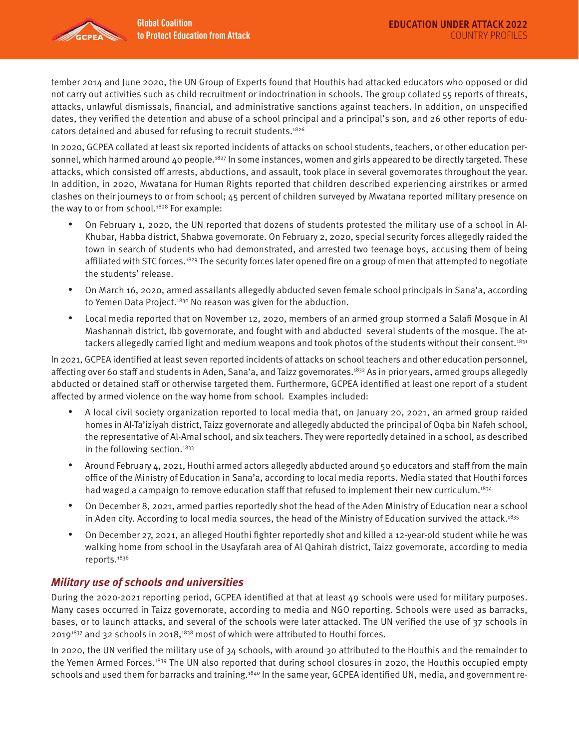tember 2014 and June 2020, the UN Group of Experts found that Houthis had attacked educators who opposed or did not carry out activities such as child recruitment or indoctrination in schools. The group collated 55 reports of threats, attacks, unlawful dismissals, financial, and administrative sanctions against teachers. In addition, on unspecified dates, they verified the detention and abuse of a school principal and a principal's son, and 26 other reports of educators detained and abused for refusing to recruit students.[1826]

In 2020, GCPEA collated at least six reported incidents of attacks on school students, teachers, or other education personnel, which harmed around 40 people.[1827] In some instances, women and girls appeared to be directly targeted. These attacks, which consisted off arrests, abductions, and assault, took place in several governorates throughout the year. In addition, in 2020, Mwatana for Human Rights reported that children described experiencing airstrikes or armed clashes on their journeys to or from school; 45 percent of children surveyed by Mwatana reported military presence on the way to or from school.[1828] For example:

- On February 1, 2020, the UN reported that dozens of students protested the military use of a school in Al-Khubar, Habba district, Shabwa governorate. On February 2, 2020, special security forces allegedly raided the town in search of students who had demonstrated, and arrested two teenage boys, accusing them of being affiliated with STC forces.[1829] The security forces later opened fire on a group of men that attempted to negotiate the students' release.
- On March 16, 2020, armed assailants allegedly abducted seven female school principals in Sana'a, according to Yemen Data Project.[1830] No reason was given for the abduction.
- Local media reported that on November 12, 2020, members of an armed group stormed a Salafi Mosque in Al Mashannah district, Ibb governorate, and fought with and abducted several students of the mosque. The attackers allegedly carried light and medium weapons and took photos of the students without their consent.[1831]

In 2021, GCPEA identified at least seven reported incidents of attacks on school teachers and other education personnel, affecting over 60 staff and students in Aden, Sana'a, and Taizz governorates.[1832] As in prior years, armed groups allegedly abducted or detained staff or otherwise targeted them. Furthermore, GCPEA identified at least one report of a student affected by armed violence on the way home from school. Examples included:

- A local civil society organization reported to local media that, on January 20, 2021, an armed group raided homes in Al-Ta'iziyah district, Taizz governorate and allegedly abducted the principal of Oqba bin Nafeh school, the representative of Al-Amal school, and six teachers. They were reportedly detained in a school, as described in the following section.[1833]
- Around February 4, 2021, Houthi armed actors allegedly abducted around 50 educators and staff from the main office of the Ministry of Education in Sana'a, according to local media reports. Media stated that Houthi forces had waged a campaign to remove education staff that refused to implement their new curriculum.[1834]
- On December 8, 2021, armed parties reportedly shot the head of the Aden Ministry of Education near a school in Aden city. According to local media sources, the head of the Ministry of Education survived the attack.[1835]
- On December 27, 2021, an alleged Houthi fighter reportedly shot and killed a 12-year-old student while he was walking home from school in the Usayfarah area of Al Qahirah district, Taizz governorate, according to media reports.[1836]

### *Military use of schools and universities*

During the 2020-2021 reporting period, GCPEA identified at that at least 49 schools were used for military purposes. Many cases occurred in Taizz governorate, according to media and NGO reporting. Schools were used as barracks, bases, or to launch attacks, and several of the schools were later attacked. The UN verified the use of 37 schools in 2019[1837] and 32 schools in 2018,[1838] most of which were attributed to Houthi forces.

In 2020, the UN verified the military use of 34 schools, with around 30 attributed to the Houthis and the remainder to the Yemen Armed Forces.[1839] The UN also reported that during school closures in 2020, the Houthis occupied empty schools and used them for barracks and training.[1840] In the same year, GCPEA identified UN, media, and government re-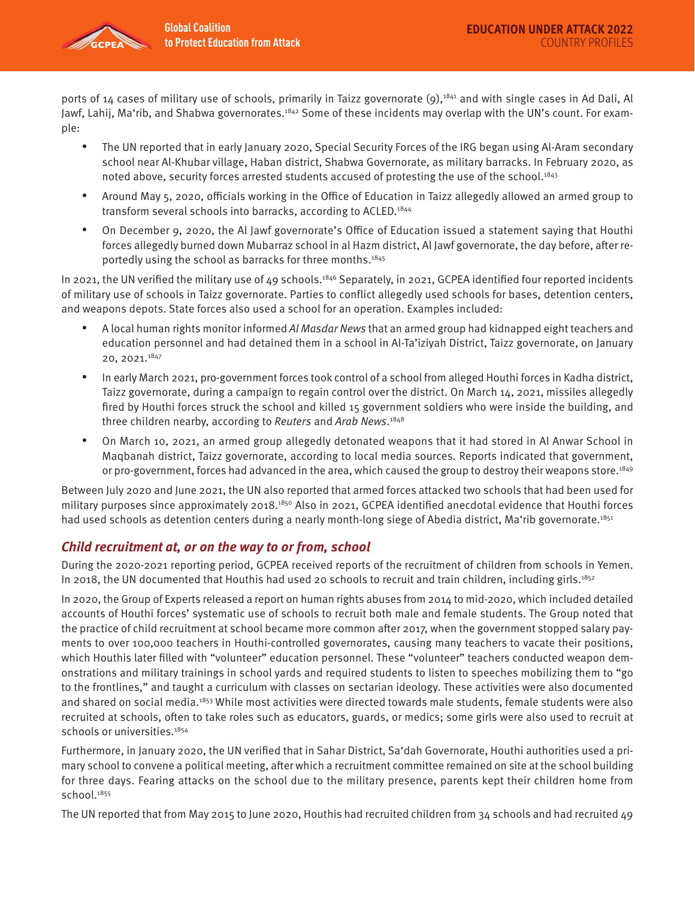ports of 14 cases of military use of schools, primarily in Taizz governorate (9),[1841] and with single cases in Ad Dali, Al Jawf, Lahij, Ma'rib, and Shabwa governorates.[1842] Some of these incidents may overlap with the UN's count. For example:

- The UN reported that in early January 2020, Special Security Forces of the IRG began using Al-Aram secondary school near Al-Khubar village, Haban district, Shabwa Governorate, as military barracks. In February 2020, as noted above, security forces arrested students accused of protesting the use of the school.[1843]
- Around May 5, 2020, officials working in the Office of Education in Taizz allegedly allowed an armed group to transform several schools into barracks, according to ACLED.[1844]
- On December 9, 2020, the Al Jawf governorate's Office of Education issued a statement saying that Houthi forces allegedly burned down Mubarraz school in al Hazm district, Al Jawf governorate, the day before, after reportedly using the school as barracks for three months.[1845]

In 2021, the UN verified the military use of 49 schools.[1846] Separately, in 2021, GCPEA identified four reported incidents of military use of schools in Taizz governorate. Parties to conflict allegedly used schools for bases, detention centers, and weapons depots. State forces also used a school for an operation. Examples included:

- A local human rights monitor informed *Al Masdar News* that an armed group had kidnapped eight teachers and education personnel and had detained them in a school in Al-Ta'iziyah District, Taizz governorate, on January 20, 2021.[1847]
- In early March 2021, pro-government forces took control of a school from alleged Houthi forces in Kadha district, Taizz governorate, during a campaign to regain control over the district. On March 14, 2021, missiles allegedly fired by Houthi forces struck the school and killed 15 government soldiers who were inside the building, and three children nearby, according to *Reuters* and *Arab News*.[1848]
- On March 10, 2021, an armed group allegedly detonated weapons that it had stored in Al Anwar School in Maqbanah district, Taizz governorate, according to local media sources. Reports indicated that government, or pro-government, forces had advanced in the area, which caused the group to destroy their weapons store.[1849]

Between July 2020 and June 2021, the UN also reported that armed forces attacked two schools that had been used for military purposes since approximately 2018.[1850] Also in 2021, GCPEA identified anecdotal evidence that Houthi forces had used schools as detention centers during a nearly month-long siege of Abedia district, Ma'rib governorate.[1851]

### *Child recruitment at, or on the way to or from, school*

During the 2020-2021 reporting period, GCPEA received reports of the recruitment of children from schools in Yemen. In 2018, the UN documented that Houthis had used 20 schools to recruit and train children, including girls.[1852]

In 2020, the Group of Experts released a report on human rights abuses from 2014 to mid-2020, which included detailed accounts of Houthi forces' systematic use of schools to recruit both male and female students. The Group noted that the practice of child recruitment at school became more common after 2017, when the government stopped salary payments to over 100,000 teachers in Houthi-controlled governorates, causing many teachers to vacate their positions, which Houthis later filled with "volunteer" education personnel. These "volunteer" teachers conducted weapon demonstrations and military trainings in school yards and required students to listen to speeches mobilizing them to "go to the frontlines," and taught a curriculum with classes on sectarian ideology. These activities were also documented and shared on social media.[1853] While most activities were directed towards male students, female students were also recruited at schools, often to take roles such as educators, guards, or medics; some girls were also used to recruit at schools or universities.[1854]

Furthermore, in January 2020, the UN verified that in Sahar District, Sa'dah Governorate, Houthi authorities used a primary school to convene a political meeting, after which a recruitment committee remained on site at the school building for three days. Fearing attacks on the school due to the military presence, parents kept their children home from school.[1855]

The UN reported that from May 2015 to June 2020, Houthis had recruited children from 34 schools and had recruited 49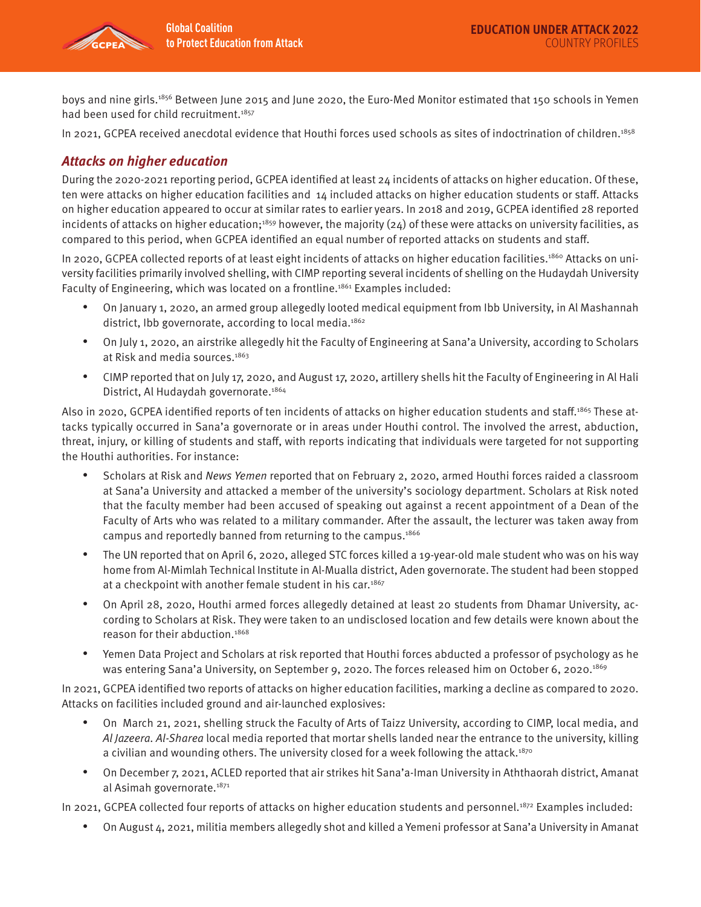boys and nine girls.[1856] Between June 2015 and June 2020, the Euro-Med Monitor estimated that 150 schools in Yemen had been used for child recruitment.[1857]

In 2021, GCPEA received anecdotal evidence that Houthi forces used schools as sites of indoctrination of children.[1858]

## *Attacks on higher education*

During the 2020-2021 reporting period, GCPEA identified at least 24 incidents of attacks on higher education. Of these, ten were attacks on higher education facilities and 14 included attacks on higher education students or staff. Attacks on higher education appeared to occur at similar rates to earlier years. In 2018 and 2019, GCPEA identified 28 reported incidents of attacks on higher education;[1859] however, the majority (24) of these were attacks on university facilities, as compared to this period, when GCPEA identified an equal number of reported attacks on students and staff.

In 2020, GCPEA collected reports of at least eight incidents of attacks on higher education facilities.[1860] Attacks on university facilities primarily involved shelling, with CIMP reporting several incidents of shelling on the Hudaydah University Faculty of Engineering, which was located on a frontline.[1861] Examples included:

- On January 1, 2020, an armed group allegedly looted medical equipment from Ibb University, in Al Mashannah district, Ibb governorate, according to local media.[1862]
- On July 1, 2020, an airstrike allegedly hit the Faculty of Engineering at Sana'a University, according to Scholars at Risk and media sources.[1863]
- CIMP reported that on July 17, 2020, and August 17, 2020, artillery shells hit the Faculty of Engineering in Al Hali District, Al Hudaydah governorate.[1864]

Also in 2020, GCPEA identified reports of ten incidents of attacks on higher education students and staff.[1865] These attacks typically occurred in Sana'a governorate or in areas under Houthi control. The involved the arrest, abduction, threat, injury, or killing of students and staff, with reports indicating that individuals were targeted for not supporting the Houthi authorities. For instance:

- Scholars at Risk and *News Yemen* reported that on February 2, 2020, armed Houthi forces raided a classroom at Sana'a University and attacked a member of the university's sociology department. Scholars at Risk noted that the faculty member had been accused of speaking out against a recent appointment of a Dean of the Faculty of Arts who was related to a military commander. After the assault, the lecturer was taken away from campus and reportedly banned from returning to the campus.[1866]
- The UN reported that on April 6, 2020, alleged STC forces killed a 19-year-old male student who was on his way home from Al-Mimlah Technical Institute in Al-Mualla district, Aden governorate. The student had been stopped at a checkpoint with another female student in his car.[1867]
- On April 28, 2020, Houthi armed forces allegedly detained at least 20 students from Dhamar University, according to Scholars at Risk. They were taken to an undisclosed location and few details were known about the reason for their abduction.[1868]
- Yemen Data Project and Scholars at risk reported that Houthi forces abducted a professor of psychology as he was entering Sana'a University, on September 9, 2020. The forces released him on October 6, 2020.[1869]

In 2021, GCPEA identified two reports of attacks on higher education facilities, marking a decline as compared to 2020. Attacks on facilities included ground and air-launched explosives:

- On March 21, 2021, shelling struck the Faculty of Arts of Taizz University, according to CIMP, local media, and *Al Jazeera*. *Al-Sharea* local media reported that mortar shells landed near the entrance to the university, killing a civilian and wounding others. The university closed for a week following the attack.[1870]
- On December 7, 2021, ACLED reported that air strikes hit Sana'a-Iman University in Aththaorah district, Amanat al Asimah governorate.[1871]

In 2021, GCPEA collected four reports of attacks on higher education students and personnel.[1872] Examples included:

- On August 4, 2021, militia members allegedly shot and killed a Yemeni professor at Sana'a University in Amanat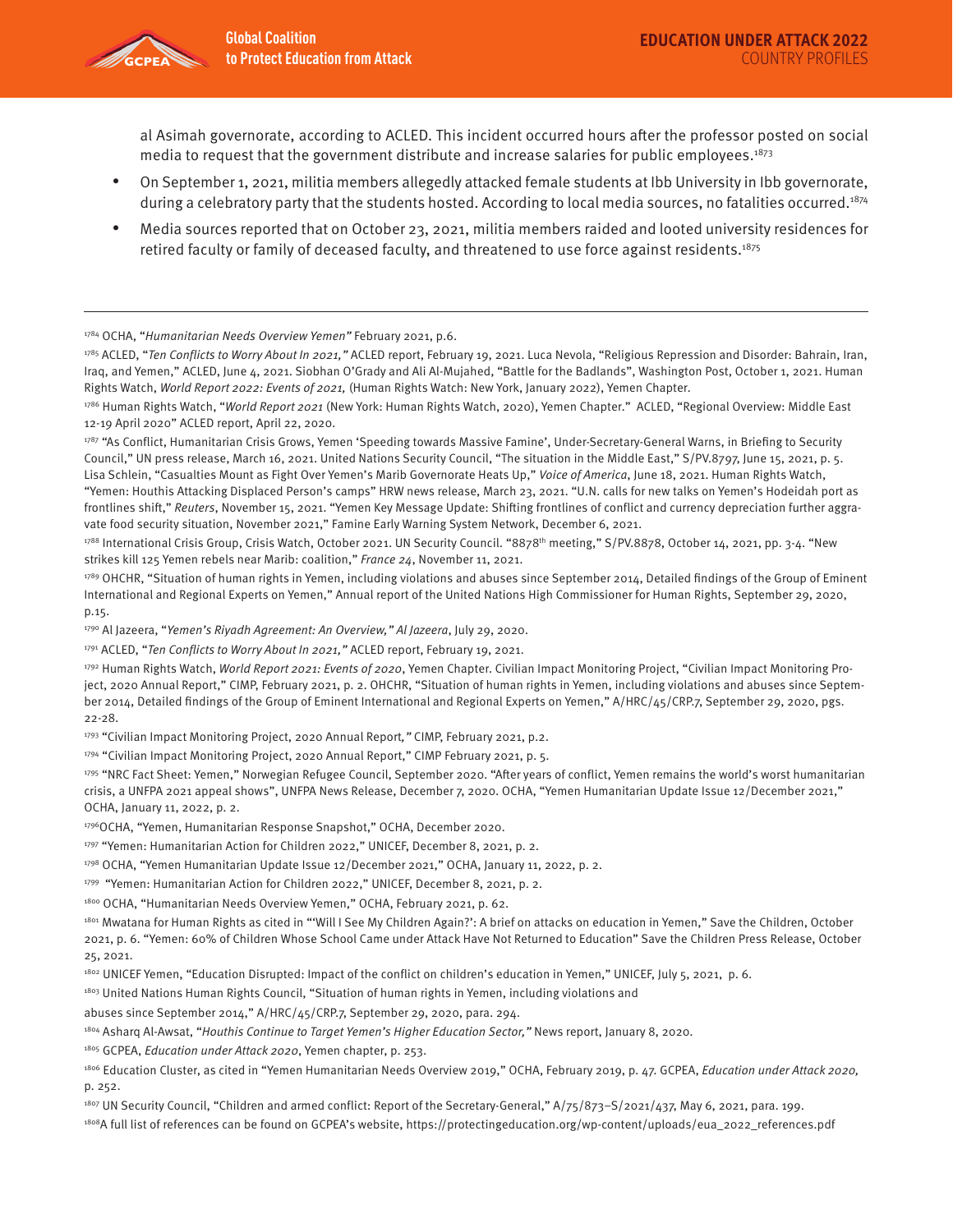al Asimah governorate, according to ACLED. This incident occurred hours after the professor posted on social media to request that the government distribute and increase salaries for public employees.[1873]

- On September 1, 2021, militia members allegedly attacked female students at Ibb University in Ibb governorate, during a celebratory party that the students hosted. According to local media sources, no fatalities occurred.[1874]
- Media sources reported that on October 23, 2021, militia members raided and looted university residences for retired faculty or family of deceased faculty, and threatened to use force against residents.[1875]

---

[1784] OCHA, "*Humanitarian Needs Overview Yemen"* February 2021, p.6.

[1785] ACLED, "*Ten Conflicts to Worry About In 2021,"* ACLED report, February 19, 2021. Luca Nevola, "Religious Repression and Disorder: Bahrain, Iran, Iraq, and Yemen," ACLED, June 4, 2021. Siobhan O'Grady and Ali Al-Mujahed, "Battle for the Badlands", Washington Post, October 1, 2021. Human Rights Watch, *World Report 2022: Events of 2021,* (Human Rights Watch: New York, January 2022), Yemen Chapter.

[1786] Human Rights Watch, "*World Report 2021* (New York: Human Rights Watch, 2020), Yemen Chapter." ACLED, "Regional Overview: Middle East 12-19 April 2020" ACLED report, April 22, 2020.

[1787] "As Conflict, Humanitarian Crisis Grows, Yemen 'Speeding towards Massive Famine', Under-Secretary-General Warns, in Briefing to Security Council," UN press release, March 16, 2021. United Nations Security Council, "The situation in the Middle East," S/PV.8797, June 15, 2021, p. 5. Lisa Schlein, "Casualties Mount as Fight Over Yemen's Marib Governorate Heats Up," *Voice of America*, June 18, 2021. Human Rights Watch, "Yemen: Houthis Attacking Displaced Person's camps" HRW news release, March 23, 2021. "U.N. calls for new talks on Yemen's Hodeidah port as frontlines shift," *Reuters*, November 15, 2021. "Yemen Key Message Update: Shifting frontlines of conflict and currency depreciation further aggravate food security situation, November 2021," Famine Early Warning System Network, December 6, 2021.

[1788] International Crisis Group, Crisis Watch, October 2021. UN Security Council. "8878th meeting," S/PV.8878, October 14, 2021, pp. 3-4. "New strikes kill 125 Yemen rebels near Marib: coalition," *France 24*, November 11, 2021.

[1789] OHCHR, "Situation of human rights in Yemen, including violations and abuses since September 2014, Detailed findings of the Group of Eminent International and Regional Experts on Yemen," Annual report of the United Nations High Commissioner for Human Rights, September 29, 2020, p.15.

[1790] Al Jazeera, "*Yemen's Riyadh Agreement: An Overview," Al Jazeera*, July 29, 2020.

[1791] ACLED, "*Ten Conflicts to Worry About In 2021,"* ACLED report, February 19, 2021.

[1792] Human Rights Watch, *World Report 2021: Events of 2020*, Yemen Chapter. Civilian Impact Monitoring Project, "Civilian Impact Monitoring Project, 2020 Annual Report," CIMP, February 2021, p. 2. OHCHR, "Situation of human rights in Yemen, including violations and abuses since September 2014, Detailed findings of the Group of Eminent International and Regional Experts on Yemen," A/HRC/45/CRP.7, September 29, 2020, pgs. 22-28.

[1793] "Civilian Impact Monitoring Project, 2020 Annual Report*,"* CIMP, February 2021, p.2.

[1794] "Civilian Impact Monitoring Project, 2020 Annual Report," CIMP February 2021, p. 5.

[1795] "NRC Fact Sheet: Yemen," Norwegian Refugee Council, September 2020. "After years of conflict, Yemen remains the world's worst humanitarian crisis, a UNFPA 2021 appeal shows", UNFPA News Release, December 7, 2020. OCHA, "Yemen Humanitarian Update Issue 12/December 2021," OCHA, January 11, 2022, p. 2.

[1796] OCHA, "Yemen, Humanitarian Response Snapshot," OCHA, December 2020.

[1797] "Yemen: Humanitarian Action for Children 2022," UNICEF, December 8, 2021, p. 2.

[1798] OCHA, "Yemen Humanitarian Update Issue 12/December 2021," OCHA, January 11, 2022, p. 2.

[1799] "Yemen: Humanitarian Action for Children 2022," UNICEF, December 8, 2021, p. 2.

[1800] OCHA, "Humanitarian Needs Overview Yemen," OCHA, February 2021, p. 62.

[1801] Mwatana for Human Rights as cited in "'Will I See My Children Again?': A brief on attacks on education in Yemen," Save the Children, October 2021, p. 6. "Yemen: 60% of Children Whose School Came under Attack Have Not Returned to Education" Save the Children Press Release, October 25, 2021.

[1802] UNICEF Yemen, "Education Disrupted: Impact of the conflict on children's education in Yemen," UNICEF, July 5, 2021, p. 6.

[1803] United Nations Human Rights Council, "Situation of human rights in Yemen, including violations and abuses since September 2014," A/HRC/45/CRP.7, September 29, 2020, para. 294.

[1804] Asharq Al-Awsat, "*Houthis Continue to Target Yemen's Higher Education Sector,"* News report, January 8, 2020.

[1805] GCPEA, *Education under Attack 2020*, Yemen chapter, p. 253.

[1806] Education Cluster, as cited in "Yemen Humanitarian Needs Overview 2019," OCHA, February 2019, p. 47. GCPEA, *Education under Attack 2020,* p. 252.

[1807] UN Security Council, "Children and armed conflict: Report of the Secretary-General," A/75/873–S/2021/437, May 6, 2021, para. 199.

[1808] A full list of references can be found on GCPEA's website, https://protectingeducation.org/wp-content/uploads/eua_2022_references.pdf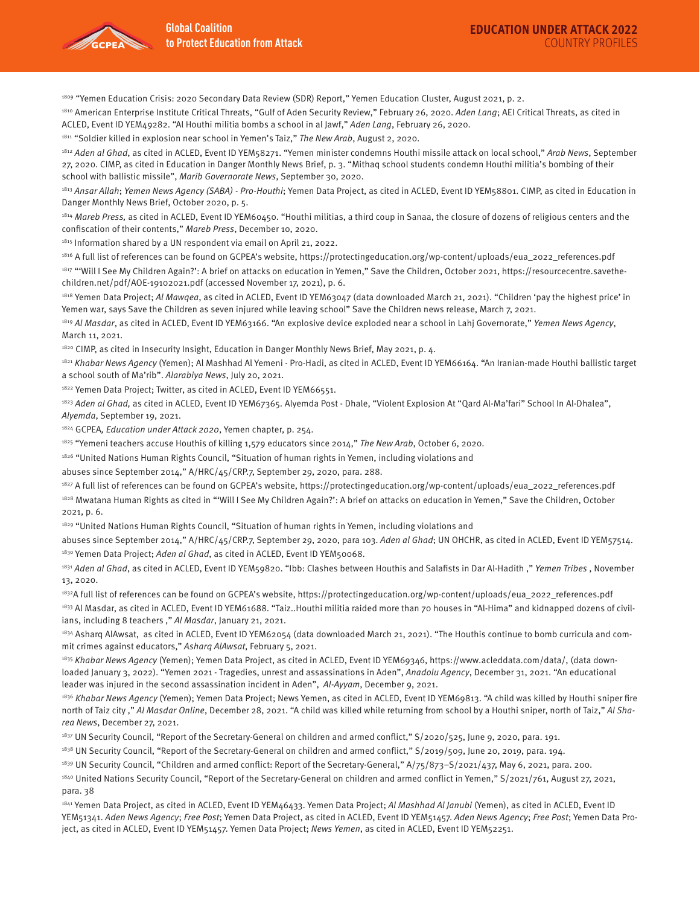[1809] "Yemen Education Crisis: 2020 Secondary Data Review (SDR) Report," Yemen Education Cluster, August 2021, p. 2.

[1810] American Enterprise Institute Critical Threats, "Gulf of Aden Security Review," February 26, 2020. *Aden Lang*; AEI Critical Threats, as cited in ACLED, Event ID YEM49282. "Al Houthi militia bombs a school in al Jawf," *Aden Lang*, February 26, 2020.

[1811] "Soldier killed in explosion near school in Yemen's Taiz," *The New Arab*, August 2, 2020.

[1812] *Aden al Ghad*, as cited in ACLED, Event ID YEM58271. "Yemen minister condemns Houthi missile attack on local school," *Arab News*, September 27, 2020. CIMP, as cited in Education in Danger Monthly News Brief, p. 3. "Mithaq school students condemn Houthi militia's bombing of their school with ballistic missile", *Marib Governorate News*, September 30, 2020.

[1813] *Ansar Allah*; *Yemen News Agency (SABA) - Pro-Houthi*; Yemen Data Project, as cited in ACLED, Event ID YEM58801. CIMP, as cited in Education in Danger Monthly News Brief, October 2020, p. 5.

[1814] *Mareb Press*, as cited in ACLED, Event ID YEM60450. "Houthi militias, a third coup in Sanaa, the closure of dozens of religious centers and the confiscation of their contents," *Mareb Press*, December 10, 2020.

[1815] Information shared by a UN respondent via email on April 21, 2022.

[1816] A full list of references can be found on GCPEA's website, https://protectingeducation.org/wp-content/uploads/eua_2022_references.pdf

[1817] "'Will I See My Children Again?': A brief on attacks on education in Yemen," Save the Children, October 2021, https://resourcecentre.savethe-children.net/pdf/AOE-19102021.pdf (accessed November 17, 2021), p. 6.

[1818] Yemen Data Project; *Al Mawqea*, as cited in ACLED, Event ID YEM63047 (data downloaded March 21, 2021). "Children 'pay the highest price' in Yemen war, says Save the Children as seven injured while leaving school" Save the Children news release, March 7, 2021.

[1819] *Al Masdar*, as cited in ACLED, Event ID YEM63166. "An explosive device exploded near a school in Lahj Governorate," *Yemen News Agency*, March 11, 2021.

[1820] CIMP, as cited in Insecurity Insight, Education in Danger Monthly News Brief, May 2021, p. 4.

[1821] *Khabar News Agency* (Yemen); Al Mashhad Al Yemeni - Pro-Hadi, as cited in ACLED, Event ID YEM66164. "An Iranian-made Houthi ballistic target a school south of Ma'rib". *Alarabiya News*, July 20, 2021.

[1822] Yemen Data Project; Twitter, as cited in ACLED, Event ID YEM66551.

[1823] *Aden al Ghad*, as cited in ACLED, Event ID YEM67365. Alyemda Post - Dhale, "Violent Explosion At "Qard Al-Ma'fari" School In Al-Dhalea", *Alyemda*, September 19, 2021.

[1824] GCPEA, *Education under Attack 2020*, Yemen chapter, p. 254.

[1825] "Yemeni teachers accuse Houthis of killing 1,579 educators since 2014," *The New Arab*, October 6, 2020.

[1826] "United Nations Human Rights Council, "Situation of human rights in Yemen, including violations and abuses since September 2014," A/HRC/45/CRP.7, September 29, 2020, para. 288.

[1827] A full list of references can be found on GCPEA's website, https://protectingeducation.org/wp-content/uploads/eua_2022_references.pdf

[1828] Mwatana Human Rights as cited in "'Will I See My Children Again?': A brief on attacks on education in Yemen," Save the Children, October 2021, p. 6.

[1829] "United Nations Human Rights Council, "Situation of human rights in Yemen, including violations and abuses since September 2014," A/HRC/45/CRP.7, September 29, 2020, para 103. *Aden al Ghad*; UN OHCHR, as cited in ACLED, Event ID YEM57514.

[1830] Yemen Data Project; *Aden al Ghad*, as cited in ACLED, Event ID YEM50068.

[1831] *Aden al Ghad*, as cited in ACLED, Event ID YEM59820. "Ibb: Clashes between Houthis and Salafists in Dar Al-Hadith ," *Yemen Tribes* , November 13, 2020.

[1832] A full list of references can be found on GCPEA's website, https://protectingeducation.org/wp-content/uploads/eua_2022_references.pdf

[1833] Al Masdar, as cited in ACLED, Event ID YEM61688. "Taiz..Houthi militia raided more than 70 houses in "Al-Hima" and kidnapped dozens of civilians, including 8 teachers ," *Al Masdar*, January 21, 2021.

[1834] Asharq AlAwsat, as cited in ACLED, Event ID YEM62054 (data downloaded March 21, 2021). "The Houthis continue to bomb curricula and commit crimes against educators," *Asharq AlAwsat*, February 5, 2021.

[1835] *Khabar News Agency* (Yemen); Yemen Data Project, as cited in ACLED, Event ID YEM69346, https://www.acleddata.com/data/, (data downloaded January 3, 2022). "Yemen 2021 - Tragedies, unrest and assassinations in Aden", *Anadolu Agency*, December 31, 2021. "An educational leader was injured in the second assassination incident in Aden", *Al-Ayyam*, December 9, 2021.

[1836] *Khabar News Agency* (Yemen); Yemen Data Project; News Yemen, as cited in ACLED, Event ID YEM69813. "A child was killed by Houthi sniper fire north of Taiz city ," *Al Masdar Online*, December 28, 2021. "A child was killed while returning from school by a Houthi sniper, north of Taiz," *Al Sharea News*, December 27, 2021.

[1837] UN Security Council, "Report of the Secretary-General on children and armed conflict," S/2020/525, June 9, 2020, para. 191.

[1838] UN Security Council, "Report of the Secretary-General on children and armed conflict," S/2019/509, June 20, 2019, para. 194.

[1839] UN Security Council, "Children and armed conflict: Report of the Secretary-General," A/75/873–S/2021/437, May 6, 2021, para. 200.

[1840] United Nations Security Council, "Report of the Secretary-General on children and armed conflict in Yemen," S/2021/761, August 27, 2021, para. 38

[1841] Yemen Data Project, as cited in ACLED, Event ID YEM46433. Yemen Data Project; *Al Mashhad Al Janubi* (Yemen), as cited in ACLED, Event ID YEM51341. *Aden News Agency*; *Free Post*; Yemen Data Project, as cited in ACLED, Event ID YEM51457. *Aden News Agency*; *Free Post*; Yemen Data Project, as cited in ACLED, Event ID YEM51457. Yemen Data Project; *News Yemen*, as cited in ACLED, Event ID YEM52251.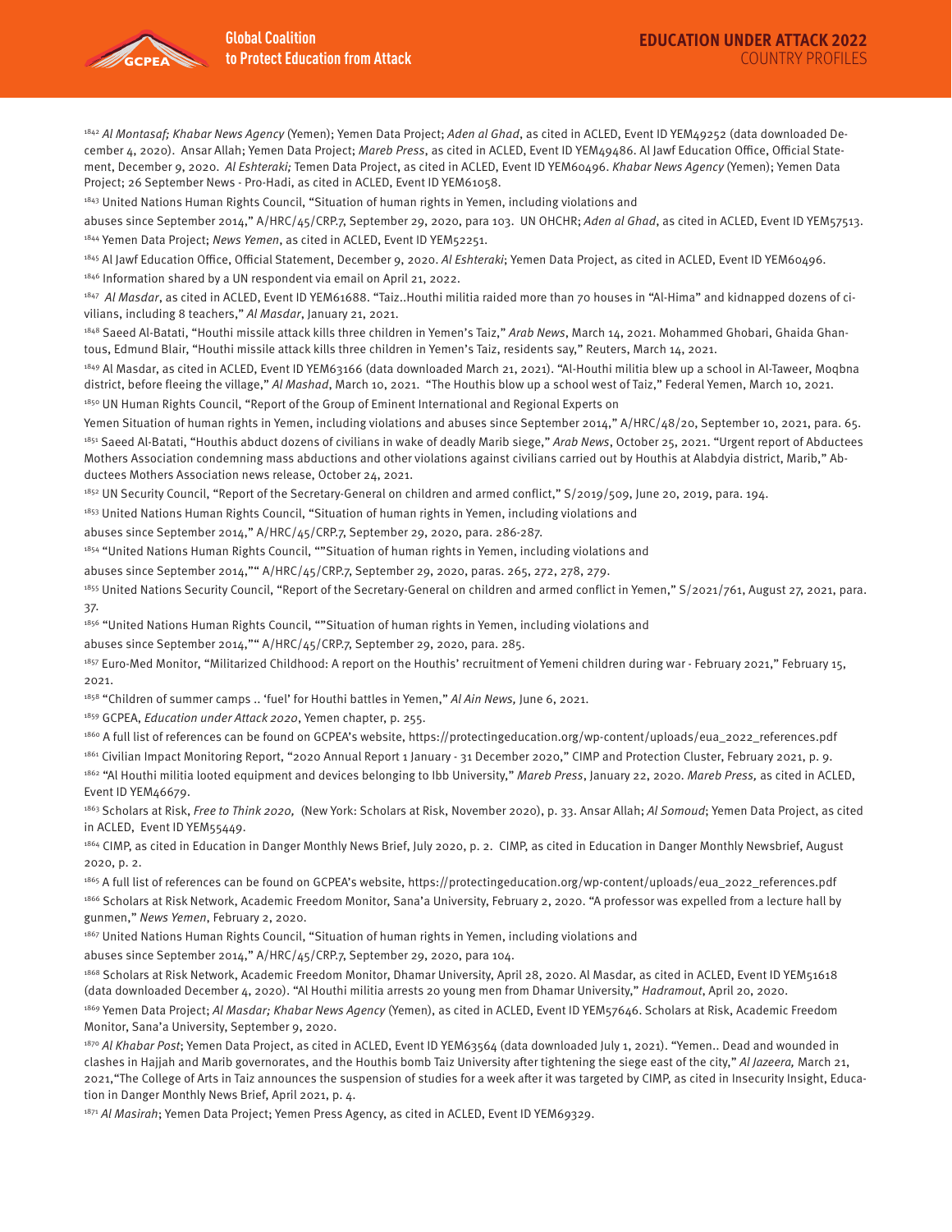[1842] *Al Montasaf; Khabar News Agency* (Yemen); Yemen Data Project; *Aden al Ghad*, as cited in ACLED, Event ID YEM49252 (data downloaded December 4, 2020). Ansar Allah; Yemen Data Project; *Mareb Press*, as cited in ACLED, Event ID YEM49486. Al Jawf Education Office, Official Statement, December 9, 2020. *Al Eshteraki;* Temen Data Project, as cited in ACLED, Event ID YEM60496. *Khabar News Agency* (Yemen); Yemen Data Project; 26 September News - Pro-Hadi, as cited in ACLED, Event ID YEM61058.

[1843] United Nations Human Rights Council, "Situation of human rights in Yemen, including violations and abuses since September 2014," A/HRC/45/CRP.7, September 29, 2020, para 103. UN OHCHR; *Aden al Ghad*, as cited in ACLED, Event ID YEM57513.

[1844] Yemen Data Project; *News Yemen*, as cited in ACLED, Event ID YEM52251.

[1845] Al Jawf Education Office, Official Statement, December 9, 2020. *Al Eshteraki*; Yemen Data Project, as cited in ACLED, Event ID YEM60496.

[1846] Information shared by a UN respondent via email on April 21, 2022.

[1847] *Al Masdar*, as cited in ACLED, Event ID YEM61688. "Taiz..Houthi militia raided more than 70 houses in "Al-Hima" and kidnapped dozens of civilians, including 8 teachers," *Al Masdar*, January 21, 2021.

[1848] Saeed Al-Batati, "Houthi missile attack kills three children in Yemen's Taiz," *Arab News*, March 14, 2021. Mohammed Ghobari, Ghaida Ghantous, Edmund Blair, "Houthi missile attack kills three children in Yemen's Taiz, residents say," Reuters, March 14, 2021.

[1849] Al Masdar, as cited in ACLED, Event ID YEM63166 (data downloaded March 21, 2021). "Al-Houthi militia blew up a school in Al-Taweer, Moqbna district, before fleeing the village," *Al Mashad*, March 10, 2021. "The Houthis blow up a school west of Taiz," Federal Yemen, March 10, 2021.

[1850] UN Human Rights Council, "Report of the Group of Eminent International and Regional Experts on Yemen Situation of human rights in Yemen, including violations and abuses since September 2014," A/HRC/48/20, September 10, 2021, para. 65.

[1851] Saeed Al-Batati, "Houthis abduct dozens of civilians in wake of deadly Marib siege," *Arab News*, October 25, 2021. "Urgent report of Abductees Mothers Association condemning mass abductions and other violations against civilians carried out by Houthis at Alabdyia district, Marib," Abductees Mothers Association news release, October 24, 2021.

[1852] UN Security Council, "Report of the Secretary-General on children and armed conflict," S/2019/509, June 20, 2019, para. 194.

[1853] United Nations Human Rights Council, "Situation of human rights in Yemen, including violations and abuses since September 2014," A/HRC/45/CRP.7, September 29, 2020, para. 286-287.

[1854] "United Nations Human Rights Council, ""Situation of human rights in Yemen, including violations and abuses since September 2014,"" A/HRC/45/CRP.7, September 29, 2020, paras. 265, 272, 278, 279.

[1855] United Nations Security Council, "Report of the Secretary-General on children and armed conflict in Yemen," S/2021/761, August 27, 2021, para. 37.

[1856] "United Nations Human Rights Council, ""Situation of human rights in Yemen, including violations and abuses since September 2014,"" A/HRC/45/CRP.7, September 29, 2020, para. 285.

[1857] Euro-Med Monitor, "Militarized Childhood: A report on the Houthis' recruitment of Yemeni children during war - February 2021," February 15, 2021.

[1858] "Children of summer camps .. 'fuel' for Houthi battles in Yemen," *Al Ain News,* June 6, 2021.

[1859] GCPEA, *Education under Attack 2020*, Yemen chapter, p. 255.

[1860] A full list of references can be found on GCPEA's website, https://protectingeducation.org/wp-content/uploads/eua_2022_references.pdf

[1861] Civilian Impact Monitoring Report, "2020 Annual Report 1 January - 31 December 2020," CIMP and Protection Cluster, February 2021, p. 9.

[1862] "Al Houthi militia looted equipment and devices belonging to Ibb University," *Mareb Press*, January 22, 2020. *Mareb Press,* as cited in ACLED, Event ID YEM46679.

[1863] Scholars at Risk, *Free to Think 2020,* (New York: Scholars at Risk, November 2020), p. 33. Ansar Allah; *Al Somoud*; Yemen Data Project, as cited in ACLED, Event ID YEM55449.

[1864] CIMP, as cited in Education in Danger Monthly News Brief, July 2020, p. 2. CIMP, as cited in Education in Danger Monthly Newsbrief, August 2020, p. 2.

[1865] A full list of references can be found on GCPEA's website, https://protectingeducation.org/wp-content/uploads/eua_2022_references.pdf

[1866] Scholars at Risk Network, Academic Freedom Monitor, Sana'a University, February 2, 2020. "A professor was expelled from a lecture hall by gunmen," *News Yemen*, February 2, 2020.

[1867] United Nations Human Rights Council, "Situation of human rights in Yemen, including violations and abuses since September 2014," A/HRC/45/CRP.7, September 29, 2020, para 104.

[1868] Scholars at Risk Network, Academic Freedom Monitor, Dhamar University, April 28, 2020. Al Masdar, as cited in ACLED, Event ID YEM51618 (data downloaded December 4, 2020). "Al Houthi militia arrests 20 young men from Dhamar University," *Hadramout*, April 20, 2020.

[1869] Yemen Data Project; *Al Masdar; Khabar News Agency* (Yemen), as cited in ACLED, Event ID YEM57646. Scholars at Risk, Academic Freedom Monitor, Sana'a University, September 9, 2020.

[1870] *Al Khabar Post*; Yemen Data Project, as cited in ACLED, Event ID YEM63564 (data downloaded July 1, 2021). "Yemen.. Dead and wounded in clashes in Hajjah and Marib governorates, and the Houthis bomb Taiz University after tightening the siege east of the city," *Al Jazeera,* March 21, 2021,"The College of Arts in Taiz announces the suspension of studies for a week after it was targeted by CIMP, as cited in Insecurity Insight, Education in Danger Monthly News Brief, April 2021, p. 4.

[1871] *Al Masirah*; Yemen Data Project; Yemen Press Agency, as cited in ACLED, Event ID YEM69329.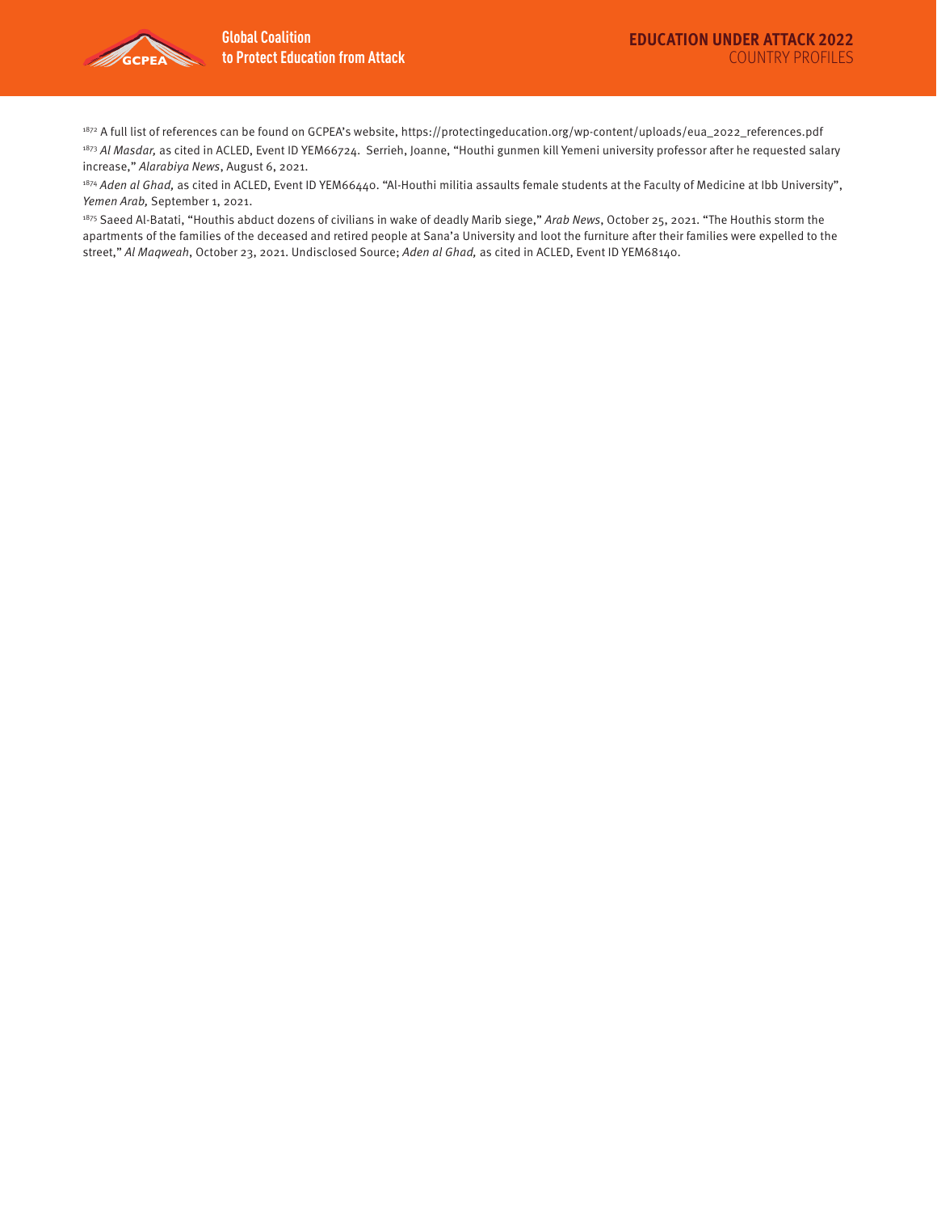[1872] A full list of references can be found on GCPEA's website, https://protectingeducation.org/wp-content/uploads/eua_2022_references.pdf

[1873] *Al Masdar,* as cited in ACLED, Event ID YEM66724. Serrieh, Joanne, "Houthi gunmen kill Yemeni university professor after he requested salary increase," *Alarabiya News*, August 6, 2021.

[1874] *Aden al Ghad,* as cited in ACLED, Event ID YEM66440. "Al-Houthi militia assaults female students at the Faculty of Medicine at Ibb University", *Yemen Arab,* September 1, 2021.

[1875] Saeed Al-Batati, "Houthis abduct dozens of civilians in wake of deadly Marib siege," *Arab News*, October 25, 2021. "The Houthis storm the apartments of the families of the deceased and retired people at Sana'a University and loot the furniture after their families were expelled to the street," *Al Maqweah*, October 23, 2021. Undisclosed Source; *Aden al Ghad,* as cited in ACLED, Event ID YEM68140.